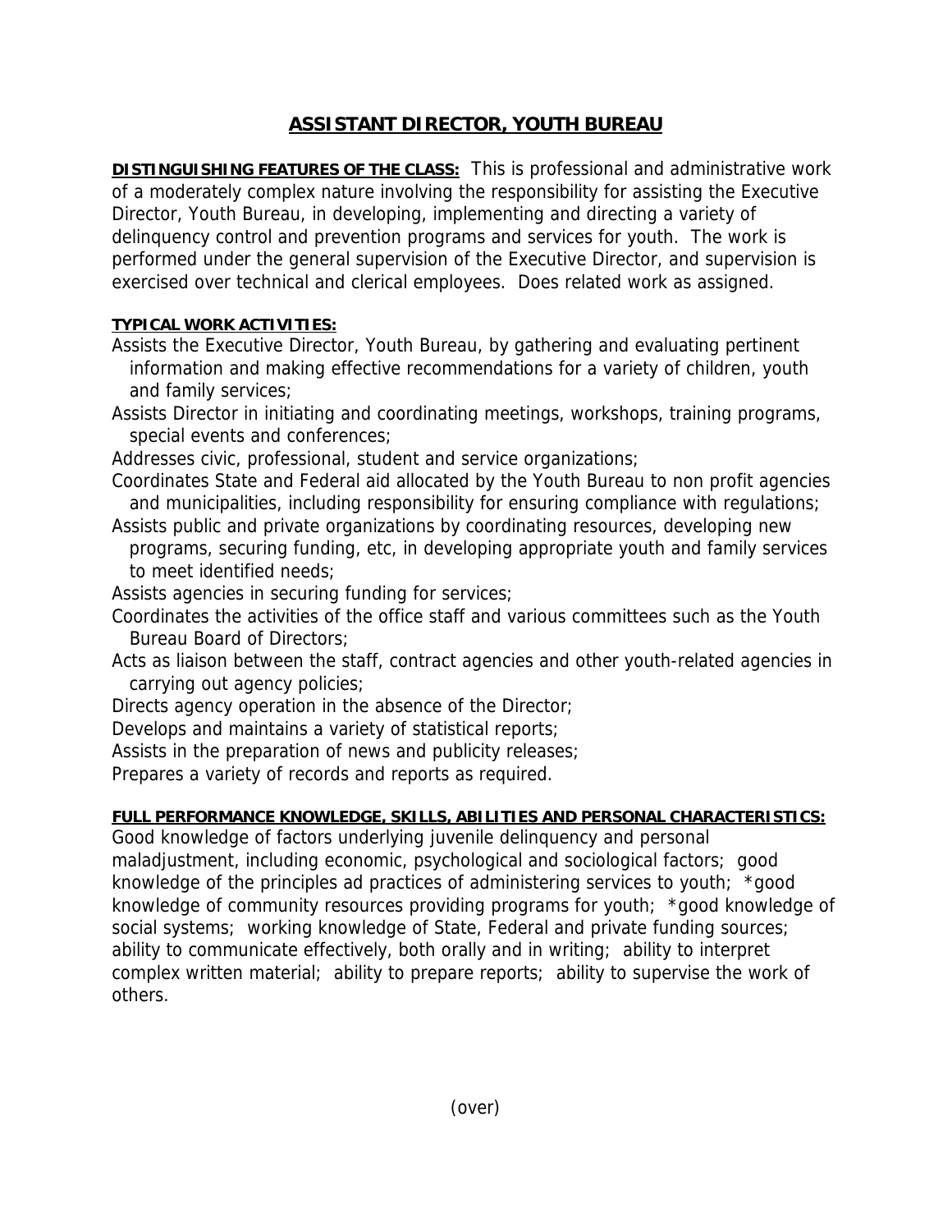# ASSISTANT DIRECTOR, YOUTH BUREAU

**DISTINGUISHING FEATURES OF THE CLASS:** This is professional and administrative work of a moderately complex nature involving the responsibility for assisting the Executive Director, Youth Bureau, in developing, implementing and directing a variety of delinquency control and prevention programs and services for youth. The work is performed under the general supervision of the Executive Director, and supervision is exercised over technical and clerical employees. Does related work as assigned.

**TYPICAL WORK ACTIVITIES:**

Assists the Executive Director, Youth Bureau, by gathering and evaluating pertinent information and making effective recommendations for a variety of children, youth and family services;

Assists Director in initiating and coordinating meetings, workshops, training programs, special events and conferences;

Addresses civic, professional, student and service organizations;

Coordinates State and Federal aid allocated by the Youth Bureau to non profit agencies and municipalities, including responsibility for ensuring compliance with regulations;

Assists public and private organizations by coordinating resources, developing new programs, securing funding, etc, in developing appropriate youth and family services to meet identified needs;

Assists agencies in securing funding for services;

Coordinates the activities of the office staff and various committees such as the Youth Bureau Board of Directors;

Acts as liaison between the staff, contract agencies and other youth-related agencies in carrying out agency policies;

Directs agency operation in the absence of the Director;

Develops and maintains a variety of statistical reports;

Assists in the preparation of news and publicity releases;

Prepares a variety of records and reports as required.

**FULL PERFORMANCE KNOWLEDGE, SKILLS, ABILITIES AND PERSONAL CHARACTERISTICS:**

Good knowledge of factors underlying juvenile delinquency and personal maladjustment, including economic, psychological and sociological factors; good knowledge of the principles ad practices of administering services to youth; *good knowledge of community resources providing programs for youth; *good knowledge of social systems; working knowledge of State, Federal and private funding sources; ability to communicate effectively, both orally and in writing; ability to interpret complex written material; ability to prepare reports; ability to supervise the work of others.

(over)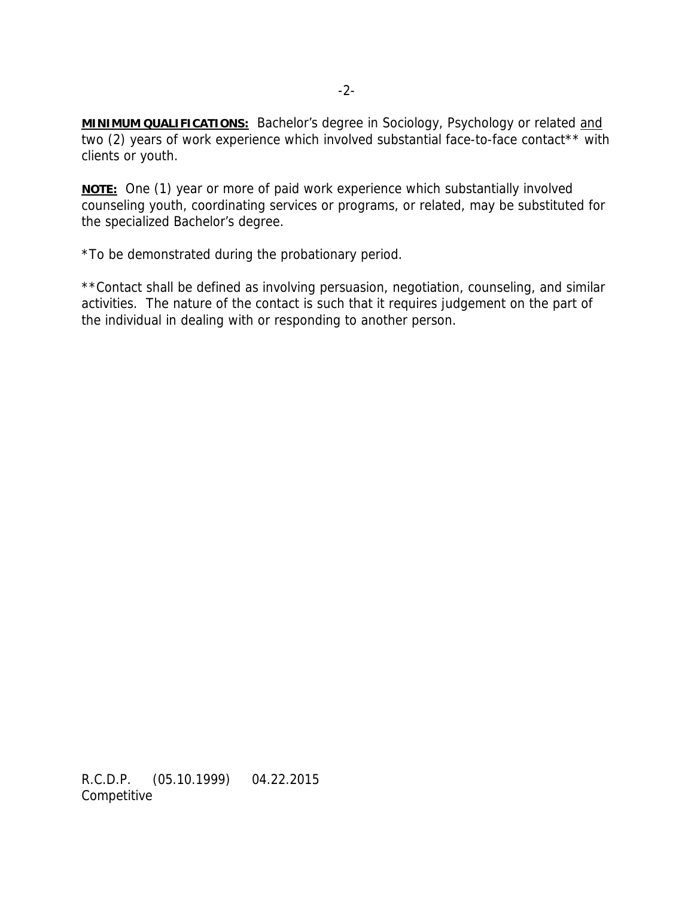**MINIMUM QUALIFICATIONS:** Bachelor's degree in Sociology, Psychology or related and two (2) years of work experience which involved substantial face-to-face contact** with clients or youth.

**NOTE:** One (1) year or more of paid work experience which substantially involved counseling youth, coordinating services or programs, or related, may be substituted for the specialized Bachelor's degree.

*To be demonstrated during the probationary period.

**Contact shall be defined as involving persuasion, negotiation, counseling, and similar activities. The nature of the contact is such that it requires judgement on the part of the individual in dealing with or responding to another person.

R.C.D.P. (05.10.1999) 04.22.2015
Competitive